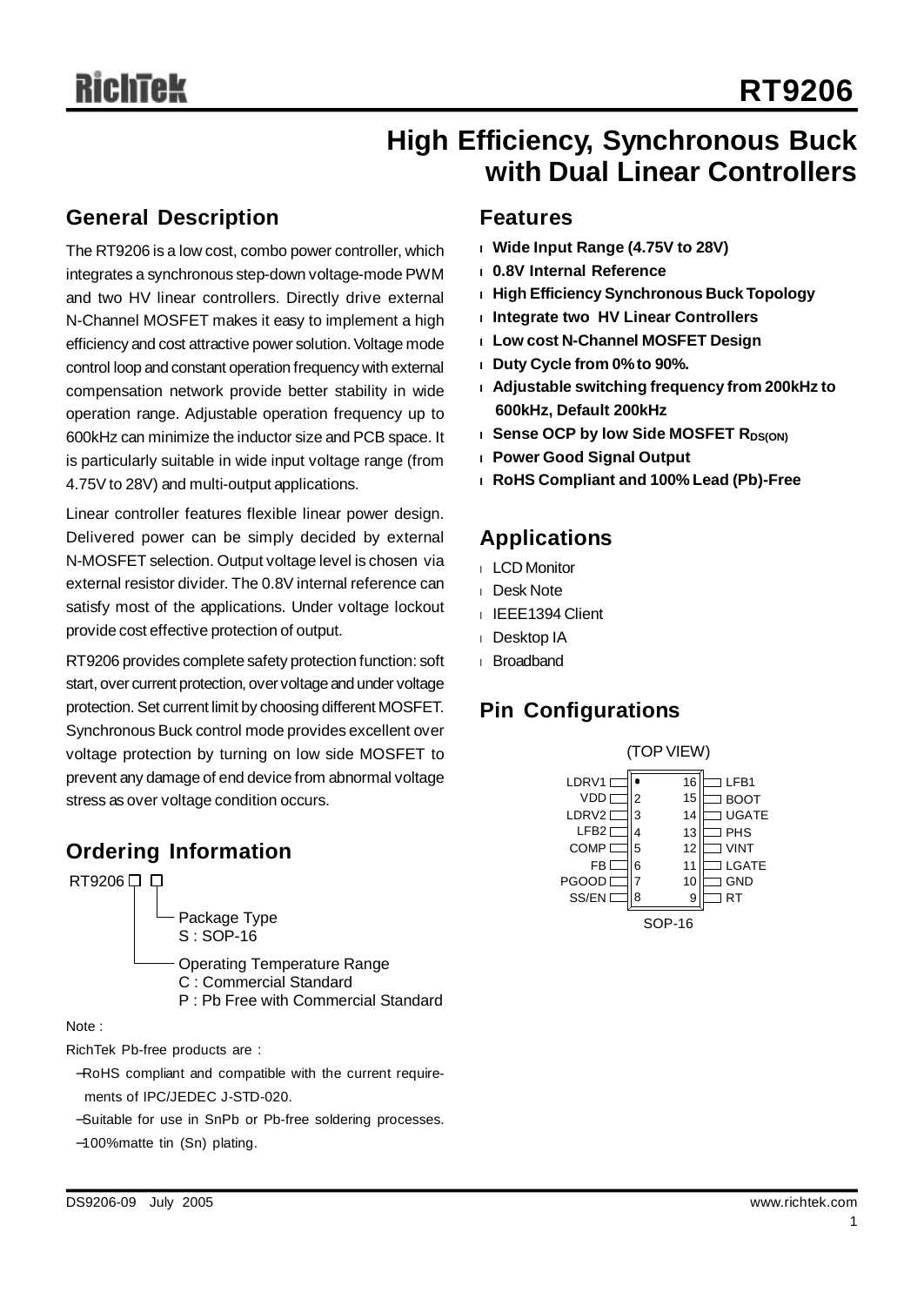# RT9206

## High Efficiency, Synchronous Buck with Dual Linear Controllers

## General Description

The RT9206 is a low cost, combo power controller, which integrates a synchronous step-down voltage-mode PWM and two HV linear controllers. Directly drive external N-Channel MOSFET makes it easy to implement a high efficiency and cost attractive power solution. Voltage mode control loop and constant operation frequency with external compensation network provide better stability in wide operation range. Adjustable operation frequency up to 600kHz can minimize the inductor size and PCB space. It is particularly suitable in wide input voltage range (from 4.75V to 28V) and multi-output applications.

Linear controller features flexible linear power design. Delivered power can be simply decided by external N-MOSFET selection. Output voltage level is chosen via external resistor divider. The 0.8V internal reference can satisfy most of the applications. Under voltage lockout provide cost effective protection of output.

RT9206 provides complete safety protection function: soft start, over current protection, over voltage and under voltage protection. Set current limit by choosing different MOSFET. Synchronous Buck control mode provides excellent over voltage protection by turning on low side MOSFET to prevent any damage of end device from abnormal voltage stress as over voltage condition occurs.

## Ordering Information

RT9206 □ □

- Package Type
  - S : SOP-16
- Operating Temperature Range
  - C : Commercial Standard
  - P : Pb Free with Commercial Standard

Note :

RichTek Pb-free products are :

- −RoHS compliant and compatible with the current requirements of IPC/JEDEC J-STD-020.
- −Suitable for use in SnPb or Pb-free soldering processes.
- −100%matte tin (Sn) plating.

## Features

- **Wide Input Range (4.75V to 28V)**
- **0.8V Internal Reference**
- **High Efficiency Synchronous Buck Topology**
- **Integrate two HV Linear Controllers**
- **Low cost N-Channel MOSFET Design**
- **Duty Cycle from 0% to 90%.**
- **Adjustable switching frequency from 200kHz to 600kHz, Default 200kHz**
- **Sense OCP by low Side MOSFET $R_{DS(ON)}$**
- **Power Good Signal Output**
- **RoHS Compliant and 100% Lead (Pb)-Free**

## Applications

- LCD Monitor
- Desk Note
- IEEE1394 Client
- Desktop IA
- Broadband

## Pin Configurations

(TOP VIEW)

| Pin | Name | Pin | Name |
|---|---|---|---|
| 1 | LDRV1 | 16 | LFB1 |
| 2 | VDD | 15 | BOOT |
| 3 | LDRV2 | 14 | UGATE |
| 4 | LFB2 | 13 | PHS |
| 5 | COMP | 12 | VINT |
| 6 | FB | 11 | LGATE |
| 7 | PGOOD | 10 | GND |
| 8 | SS/EN | 9 | RT |

SOP-16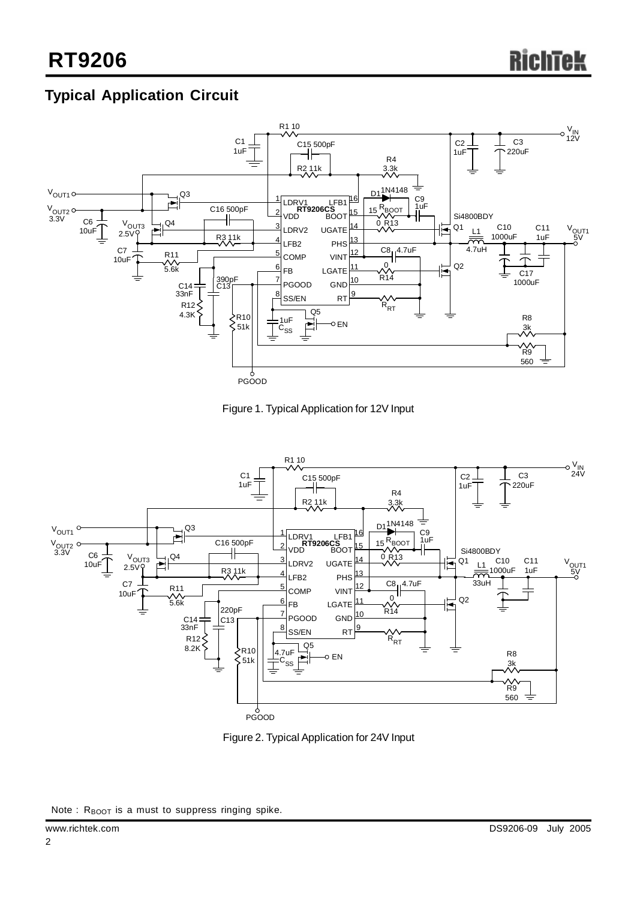## Typical Application Circuit

Figure 1. Typical Application for 12V Input

Figure 2. Typical Application for 24V Input

Note : $R_{BOOT}$ is a must to suppress ringing spike.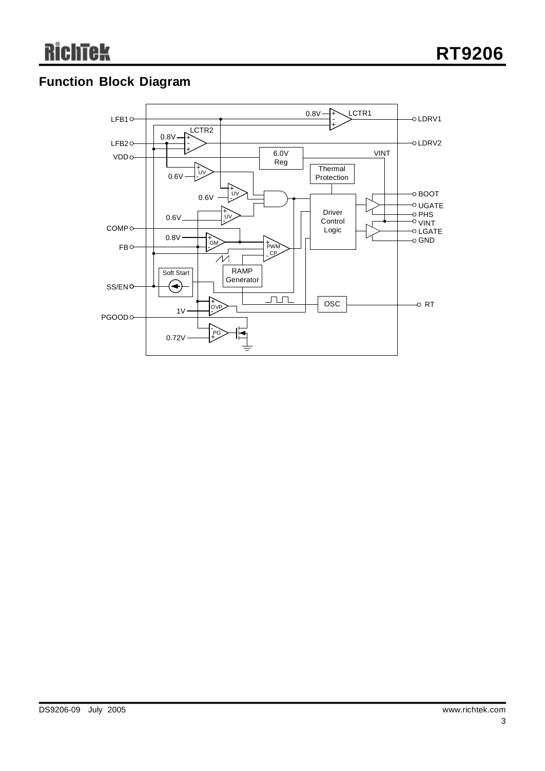## Function Block Diagram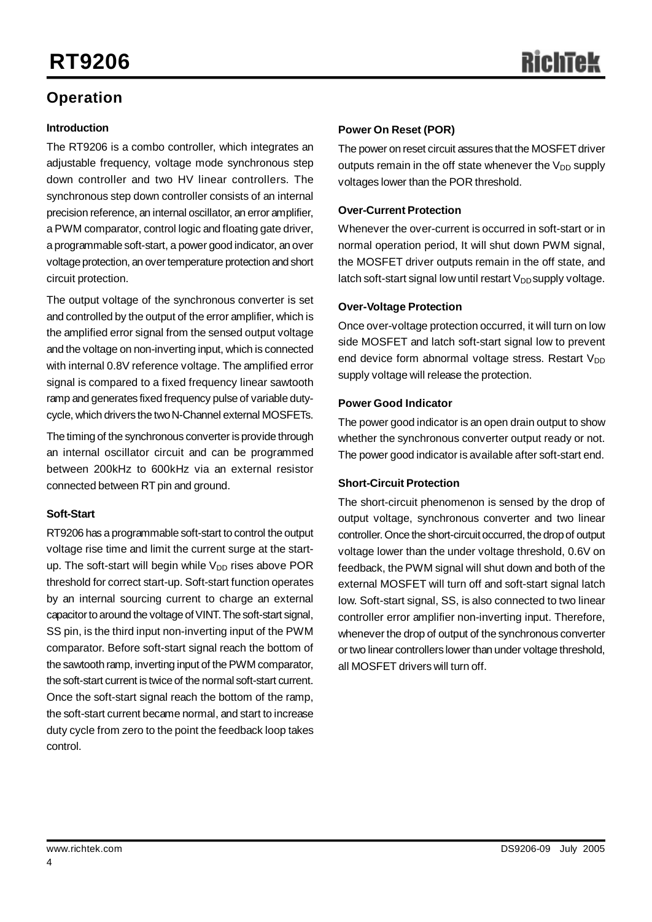## Operation

### Introduction

The RT9206 is a combo controller, which integrates an adjustable frequency, voltage mode synchronous step down controller and two HV linear controllers. The synchronous step down controller consists of an internal precision reference, an internal oscillator, an error amplifier, a PWM comparator, control logic and floating gate driver, a programmable soft-start, a power good indicator, an over voltage protection, an over temperature protection and short circuit protection.

The output voltage of the synchronous converter is set and controlled by the output of the error amplifier, which is the amplified error signal from the sensed output voltage and the voltage on non-inverting input, which is connected with internal 0.8V reference voltage. The amplified error signal is compared to a fixed frequency linear sawtooth ramp and generates fixed frequency pulse of variable duty-cycle, which drivers the two N-Channel external MOSFETs.

The timing of the synchronous converter is provide through an internal oscillator circuit and can be programmed between 200kHz to 600kHz via an external resistor connected between RT pin and ground.

### Soft-Start

RT9206 has a programmable soft-start to control the output voltage rise time and limit the current surge at the start-up. The soft-start will begin while $V_{DD}$ rises above POR threshold for correct start-up. Soft-start function operates by an internal sourcing current to charge an external capacitor to around the voltage of VINT. The soft-start signal, SS pin, is the third input non-inverting input of the PWM comparator. Before soft-start signal reach the bottom of the sawtooth ramp, inverting input of the PWM comparator, the soft-start current is twice of the normal soft-start current. Once the soft-start signal reach the bottom of the ramp, the soft-start current became normal, and start to increase duty cycle from zero to the point the feedback loop takes control.

### Power On Reset (POR)

The power on reset circuit assures that the MOSFET driver outputs remain in the off state whenever the $V_{DD}$ supply voltages lower than the POR threshold.

### Over-Current Protection

Whenever the over-current is occurred in soft-start or in normal operation period, It will shut down PWM signal, the MOSFET driver outputs remain in the off state, and latch soft-start signal low until restart $V_{DD}$ supply voltage.

### Over-Voltage Protection

Once over-voltage protection occurred, it will turn on low side MOSFET and latch soft-start signal low to prevent end device form abnormal voltage stress. Restart $V_{DD}$ supply voltage will release the protection.

### Power Good Indicator

The power good indicator is an open drain output to show whether the synchronous converter output ready or not. The power good indicator is available after soft-start end.

### Short-Circuit Protection

The short-circuit phenomenon is sensed by the drop of output voltage, synchronous converter and two linear controller. Once the short-circuit occurred, the drop of output voltage lower than the under voltage threshold, 0.6V on feedback, the PWM signal will shut down and both of the external MOSFET will turn off and soft-start signal latch low. Soft-start signal, SS, is also connected to two linear controller error amplifier non-inverting input. Therefore, whenever the drop of output of the synchronous converter or two linear controllers lower than under voltage threshold, all MOSFET drivers will turn off.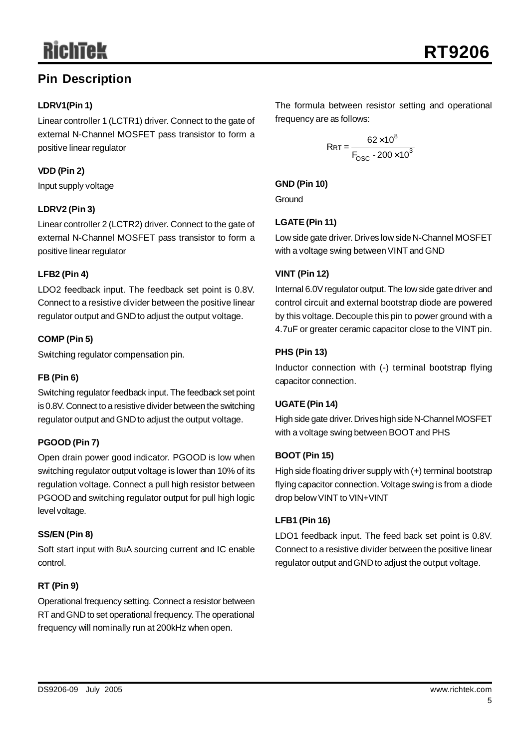## Pin Description

**LDRV1(Pin 1)**

Linear controller 1 (LCTR1) driver. Connect to the gate of external N-Channel MOSFET pass transistor to form a positive linear regulator

**VDD (Pin 2)**

Input supply voltage

**LDRV2 (Pin 3)**

Linear controller 2 (LCTR2) driver. Connect to the gate of external N-Channel MOSFET pass transistor to form a positive linear regulator

**LFB2 (Pin 4)**

LDO2 feedback input. The feedback set point is 0.8V. Connect to a resistive divider between the positive linear regulator output and GND to adjust the output voltage.

**COMP (Pin 5)**

Switching regulator compensation pin.

**FB (Pin 6)**

Switching regulator feedback input. The feedback set point is 0.8V. Connect to a resistive divider between the switching regulator output and GND to adjust the output voltage.

**PGOOD (Pin 7)**

Open drain power good indicator. PGOOD is low when switching regulator output voltage is lower than 10% of its regulation voltage. Connect a pull high resistor between PGOOD and switching regulator output for pull high logic level voltage.

**SS/EN (Pin 8)**

Soft start input with 8uA sourcing current and IC enable control.

**RT (Pin 9)**

Operational frequency setting. Connect a resistor between RT and GND to set operational frequency. The operational frequency will nominally run at 200kHz when open.

The formula between resistor setting and operational frequency are as follows:

$$R_{RT} = \frac{62 \times 10^8}{F_{OSC} - 200 \times 10^3}$$

**GND (Pin 10)**

Ground

**LGATE (Pin 11)**

Low side gate driver. Drives low side N-Channel MOSFET with a voltage swing between VINT and GND

**VINT (Pin 12)**

Internal 6.0V regulator output. The low side gate driver and control circuit and external bootstrap diode are powered by this voltage. Decouple this pin to power ground with a 4.7uF or greater ceramic capacitor close to the VINT pin.

**PHS (Pin 13)**

Inductor connection with (-) terminal bootstrap flying capacitor connection.

**UGATE (Pin 14)**

High side gate driver. Drives high side N-Channel MOSFET with a voltage swing between BOOT and PHS

**BOOT (Pin 15)**

High side floating driver supply with (+) terminal bootstrap flying capacitor connection. Voltage swing is from a diode drop below VINT to VIN+VINT

**LFB1 (Pin 16)**

LDO1 feedback input. The feed back set point is 0.8V. Connect to a resistive divider between the positive linear regulator output and GND to adjust the output voltage.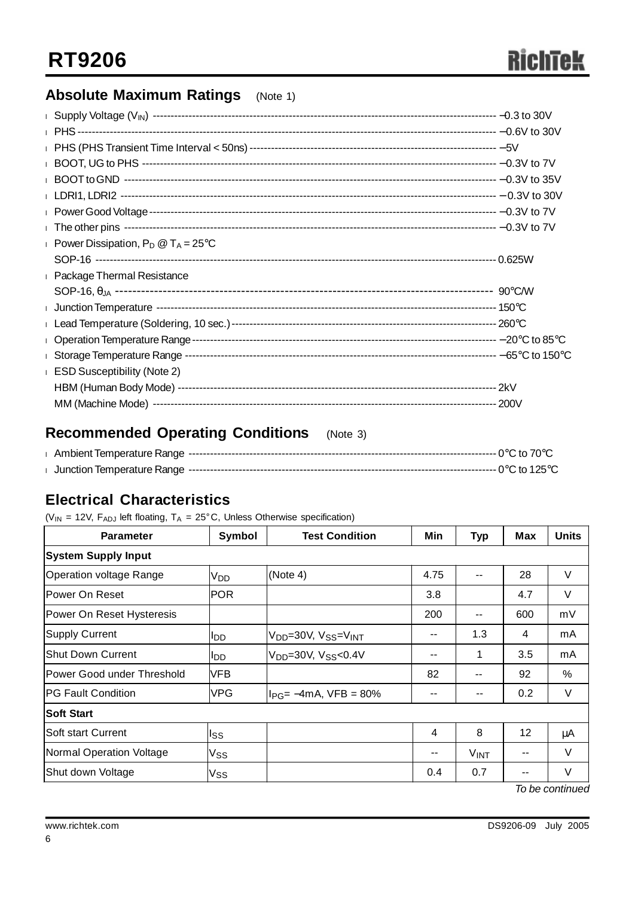## Absolute Maximum Ratings (Note 1)

- Supply Voltage ($V_{IN}$) ---------- −0.3 to 30V
- PHS ---------- −0.6V to 30V
- PHS (PHS Transient Time Interval < 50ns) ---------- −5V
- BOOT, UG to PHS ---------- −0.3V to 7V
- BOOT to GND ---------- −0.3V to 35V
- LDRI1, LDRI2 ---------- −0.3V to 30V
- Power Good Voltage ---------- −0.3V to 7V
- The other pins ---------- −0.3V to 7V
- Power Dissipation, $P_D$ @ $T_A$ = 25°C
  SOP-16 ---------- 0.625W
- Package Thermal Resistance
  SOP-16, $\theta_{JA}$ ---------- 90°C/W
- Junction Temperature ---------- 150°C
- Lead Temperature (Soldering, 10 sec.) ---------- 260°C
- Operation Temperature Range ---------- −20°C to 85°C
- Storage Temperature Range ---------- −65°C to 150°C
- ESD Susceptibility (Note 2)
  HBM (Human Body Mode) ---------- 2kV
  MM (Machine Mode) ---------- 200V

## Recommended Operating Conditions (Note 3)

- Ambient Temperature Range ---------- 0°C to 70°C
- Junction Temperature Range ---------- 0°C to 125°C

## Electrical Characteristics

($V_{IN}$ = 12V, $F_{ADJ}$ left floating, $T_A$ = 25°C, Unless Otherwise specification)

| Parameter | Symbol | Test Condition | Min | Typ | Max | Units |
|---|---|---|---|---|---|---|
| **System Supply Input** | | | | | | |
| Operation voltage Range | $V_{DD}$ | (Note 4) | 4.75 | -- | 28 | V |
| Power On Reset | POR | | 3.8 | | 4.7 | V |
| Power On Reset Hysteresis | | | 200 | -- | 600 | mV |
| Supply Current | $I_{DD}$ | $V_{DD}$=30V, $V_{SS}$=$V_{INT}$ | -- | 1.3 | 4 | mA |
| Shut Down Current | $I_{DD}$ | $V_{DD}$=30V, $V_{SS}$<0.4V | -- | 1 | 3.5 | mA |
| Power Good under Threshold | VFB | | 82 | -- | 92 | % |
| PG Fault Condition | VPG | $I_{PG}$= −4mA, VFB = 80% | -- | -- | 0.2 | V |
| **Soft Start** | | | | | | |
| Soft start Current | $I_{SS}$ | | 4 | 8 | 12 | μA |
| Normal Operation Voltage | $V_{SS}$ | | -- | $V_{INT}$ | -- | V |
| Shut down Voltage | $V_{SS}$ | | 0.4 | 0.7 | -- | V |

*To be continued*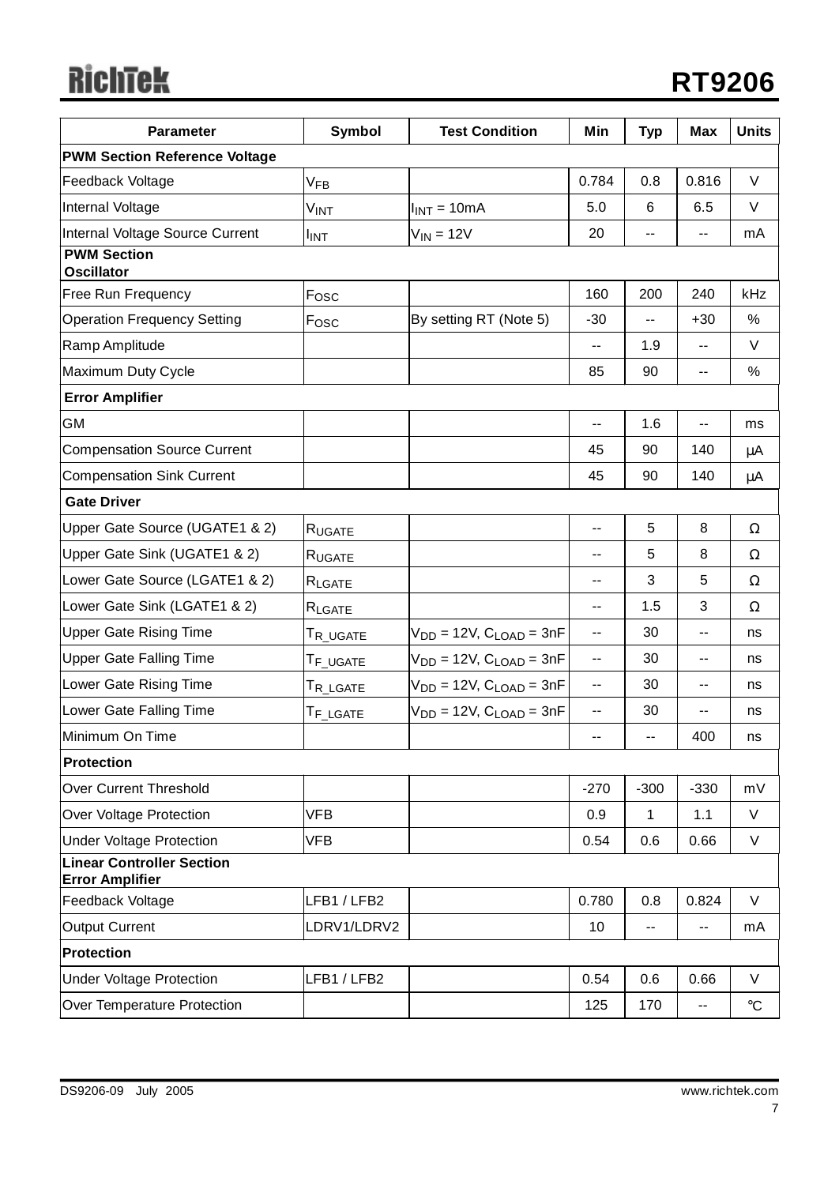| Parameter | Symbol | Test Condition | Min | Typ | Max | Units |
|---|---|---|---|---|---|---|
| **PWM Section Reference Voltage** | | | | | | |
| Feedback Voltage | $V_{FB}$ | | 0.784 | 0.8 | 0.816 | V |
| Internal Voltage | $V_{INT}$ | $I_{INT}$ = 10mA | 5.0 | 6 | 6.5 | V |
| Internal Voltage Source Current | $I_{INT}$ | $V_{IN}$ = 12V | 20 | -- | -- | mA |
| **PWM Section Oscillator** | | | | | | |
| Free Run Frequency | $F_{OSC}$ | | 160 | 200 | 240 | kHz |
| Operation Frequency Setting | $F_{OSC}$ | By setting RT (Note 5) | -30 | -- | +30 | % |
| Ramp Amplitude | | | -- | 1.9 | -- | V |
| Maximum Duty Cycle | | | 85 | 90 | -- | % |
| **Error Amplifier** | | | | | | |
| GM | | | -- | 1.6 | -- | ms |
| Compensation Source Current | | | 45 | 90 | 140 | μA |
| Compensation Sink Current | | | 45 | 90 | 140 | μA |
| **Gate Driver** | | | | | | |
| Upper Gate Source (UGATE1 & 2) | $R_{UGATE}$ | | -- | 5 | 8 | Ω |
| Upper Gate Sink (UGATE1 & 2) | $R_{UGATE}$ | | -- | 5 | 8 | Ω |
| Lower Gate Source (LGATE1 & 2) | $R_{LGATE}$ | | -- | 3 | 5 | Ω |
| Lower Gate Sink (LGATE1 & 2) | $R_{LGATE}$ | | -- | 1.5 | 3 | Ω |
| Upper Gate Rising Time | $T_{R\_UGATE}$ | $V_{DD}$ = 12V, $C_{LOAD}$ = 3nF | -- | 30 | -- | ns |
| Upper Gate Falling Time | $T_{F\_UGATE}$ | $V_{DD}$ = 12V, $C_{LOAD}$ = 3nF | -- | 30 | -- | ns |
| Lower Gate Rising Time | $T_{R\_LGATE}$ | $V_{DD}$ = 12V, $C_{LOAD}$ = 3nF | -- | 30 | -- | ns |
| Lower Gate Falling Time | $T_{F\_LGATE}$ | $V_{DD}$ = 12V, $C_{LOAD}$ = 3nF | -- | 30 | -- | ns |
| Minimum On Time | | | -- | -- | 400 | ns |
| **Protection** | | | | | | |
| Over Current Threshold | | | -270 | -300 | -330 | mV |
| Over Voltage Protection | VFB | | 0.9 | 1 | 1.1 | V |
| Under Voltage Protection | VFB | | 0.54 | 0.6 | 0.66 | V |
| **Linear Controller Section Error Amplifier** | | | | | | |
| Feedback Voltage | LFB1 / LFB2 | | 0.780 | 0.8 | 0.824 | V |
| Output Current | LDRV1/LDRV2 | | 10 | -- | -- | mA |
| **Protection** | | | | | | |
| Under Voltage Protection | LFB1 / LFB2 | | 0.54 | 0.6 | 0.66 | V |
| Over Temperature Protection | | | 125 | 170 | -- | °C |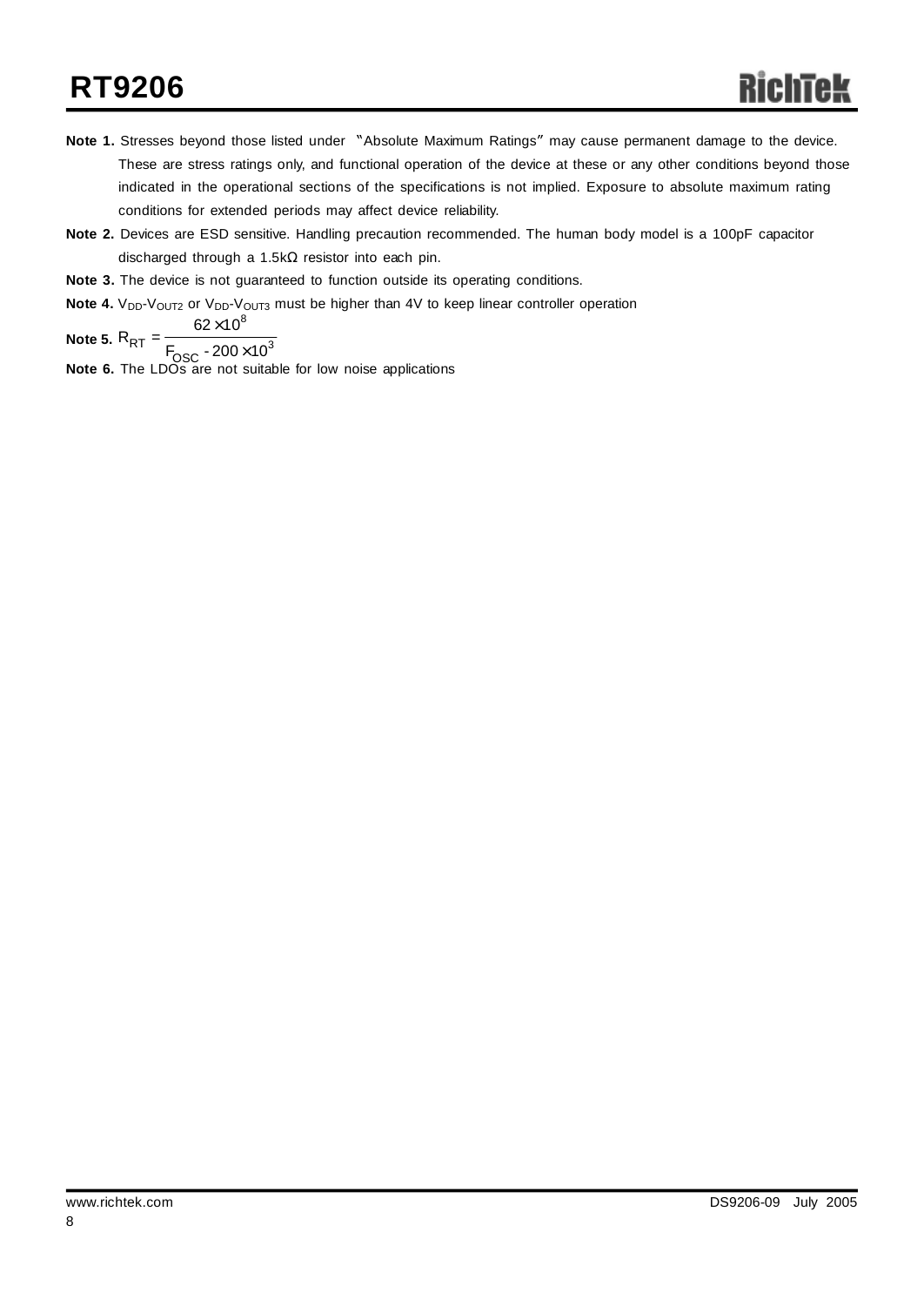**Note 1.** Stresses beyond those listed under "Absolute Maximum Ratings" may cause permanent damage to the device. These are stress ratings only, and functional operation of the device at these or any other conditions beyond those indicated in the operational sections of the specifications is not implied. Exposure to absolute maximum rating conditions for extended periods may affect device reliability.

**Note 2.** Devices are ESD sensitive. Handling precaution recommended. The human body model is a 100pF capacitor discharged through a 1.5kΩ resistor into each pin.

**Note 3.** The device is not guaranteed to function outside its operating conditions.

**Note 4.** $V_{DD}$-$V_{OUT2}$ or $V_{DD}$-$V_{OUT3}$ must be higher than 4V to keep linear controller operation

**Note 5.** $R_{RT} = \dfrac{62 \times 10^8}{F_{OSC} - 200 \times 10^3}$

**Note 6.** The LDOs are not suitable for low noise applications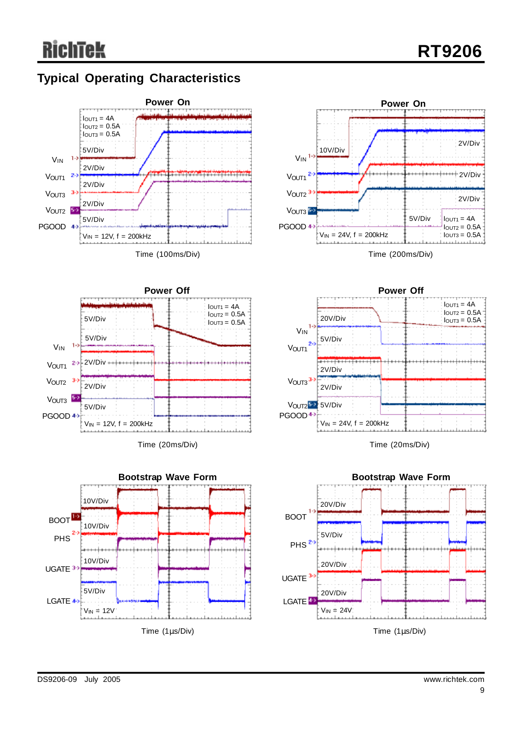## Typical Operating Characteristics

**Power On**

$I_{OUT1}$ = 4A
$I_{OUT2}$ = 0.5A
$I_{OUT3}$ = 0.5A

$V_{IN}$ 5V/Div
$V_{OUT1}$ 2V/Div
$V_{OUT3}$ 2V/Div
$V_{OUT2}$ 2V/Div
PGOOD 5V/Div

$V_{IN}$ = 12V, f = 200kHz

Time (100ms/Div)

**Power On**

$V_{IN}$ 10V/Div
$V_{OUT1}$ 2V/Div
$V_{OUT2}$ 2V/Div
$V_{OUT3}$ 2V/Div
PGOOD 5V/Div

$I_{OUT1}$ = 4A
$I_{OUT2}$ = 0.5A
$I_{OUT3}$ = 0.5A

$V_{IN}$ = 24V, f = 200kHz

Time (200ms/Div)

**Power Off**

$I_{OUT1}$ = 4A
$I_{OUT2}$ = 0.5A
$I_{OUT3}$ = 0.5A

$V_{IN}$ 5V/Div
$V_{OUT1}$ 5V/Div
$V_{OUT2}$ 2V/Div
$V_{OUT3}$ 2V/Div
PGOOD 5V/Div

$V_{IN}$ = 12V, f = 200kHz

Time (20ms/Div)

**Power Off**

$I_{OUT1}$ = 4A
$I_{OUT2}$ = 0.5A
$I_{OUT3}$ = 0.5A

$V_{IN}$ 20V/Div
$V_{OUT1}$ 5V/Div
$V_{OUT3}$ 2V/Div
$V_{OUT2}$ 2V/Div
PGOOD 5V/Div

$V_{IN}$ = 24V, f = 200kHz

Time (20ms/Div)

**Bootstrap Wave Form**

BOOT 10V/Div
PHS 10V/Div
UGATE 10V/Div
LGATE 5V/Div

$V_{IN}$ = 12V

Time (1μs/Div)

**Bootstrap Wave Form**

BOOT 20V/Div
PHS 5V/Div
UGATE 20V/Div
LGATE 20V/Div

$V_{IN}$ = 24V

Time (1μs/Div)

DS9206-09 July 2005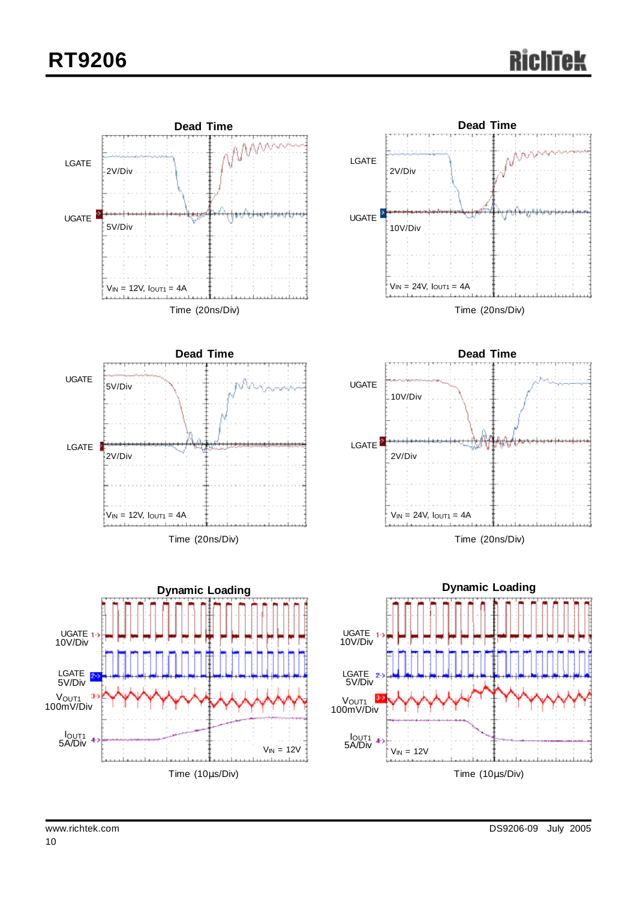### Dead Time

LGATE 2V/Div

UGATE 5V/Div

$V_{IN}$ = 12V, $I_{OUT1}$ = 4A

Time (20ns/Div)

### Dead Time

LGATE 2V/Div

UGATE 10V/Div

$V_{IN}$ = 24V, $I_{OUT1}$ = 4A

Time (20ns/Div)

### Dead Time

UGATE 5V/Div

LGATE 2V/Div

$V_{IN}$ = 12V, $I_{OUT1}$ = 4A

Time (20ns/Div)

### Dead Time

UGATE 10V/Div

LGATE 2V/Div

$V_{IN}$ = 24V, $I_{OUT1}$ = 4A

Time (20ns/Div)

### Dynamic Loading

UGATE 10V/Div

LGATE 5V/Div

$V_{OUT1}$ 100mV/Div

$I_{OUT1}$ 5A/Div

$V_{IN}$ = 12V

Time (10μs/Div)

### Dynamic Loading

UGATE 10V/Div

LGATE 5V/Div

$V_{OUT1}$ 100mV/Div

$I_{OUT1}$ 5A/Div

$V_{IN}$ = 12V

Time (10μs/Div)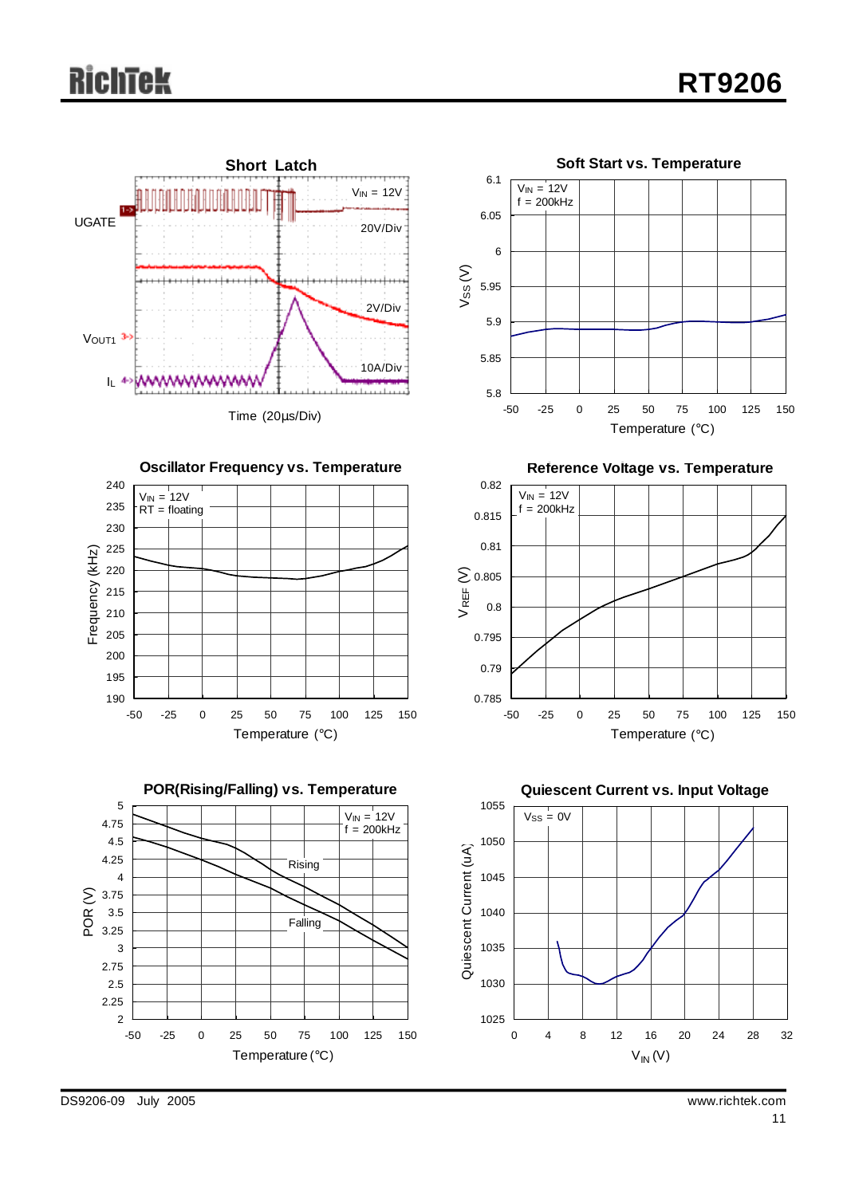**Short Latch**

UGATE

$V_{IN}$ = 12V

20V/Div

2V/Div

$V_{OUT1}$

$I_L$

10A/Div

Time (20μs/Div)

**Soft Start vs. Temperature**

$V_{IN}$ = 12V
f = 200kHz

$V_{SS}$ (V)

Temperature (°C)

**Oscillator Frequency vs. Temperature**

$V_{IN}$ = 12V
RT = floating

Frequency (kHz)

Temperature (°C)

**Reference Voltage vs. Temperature**

$V_{IN}$ = 12V
f = 200kHz

$V_{REF}$ (V)

Temperature (°C)

**POR(Rising/Falling) vs. Temperature**

$V_{IN}$ = 12V
f = 200kHz

Rising

Falling

POR (V)

Temperature (°C)

**Quiescent Current vs. Input Voltage**

$V_{SS}$ = 0V

Quiescent Current (uA)

$V_{IN}$ (V)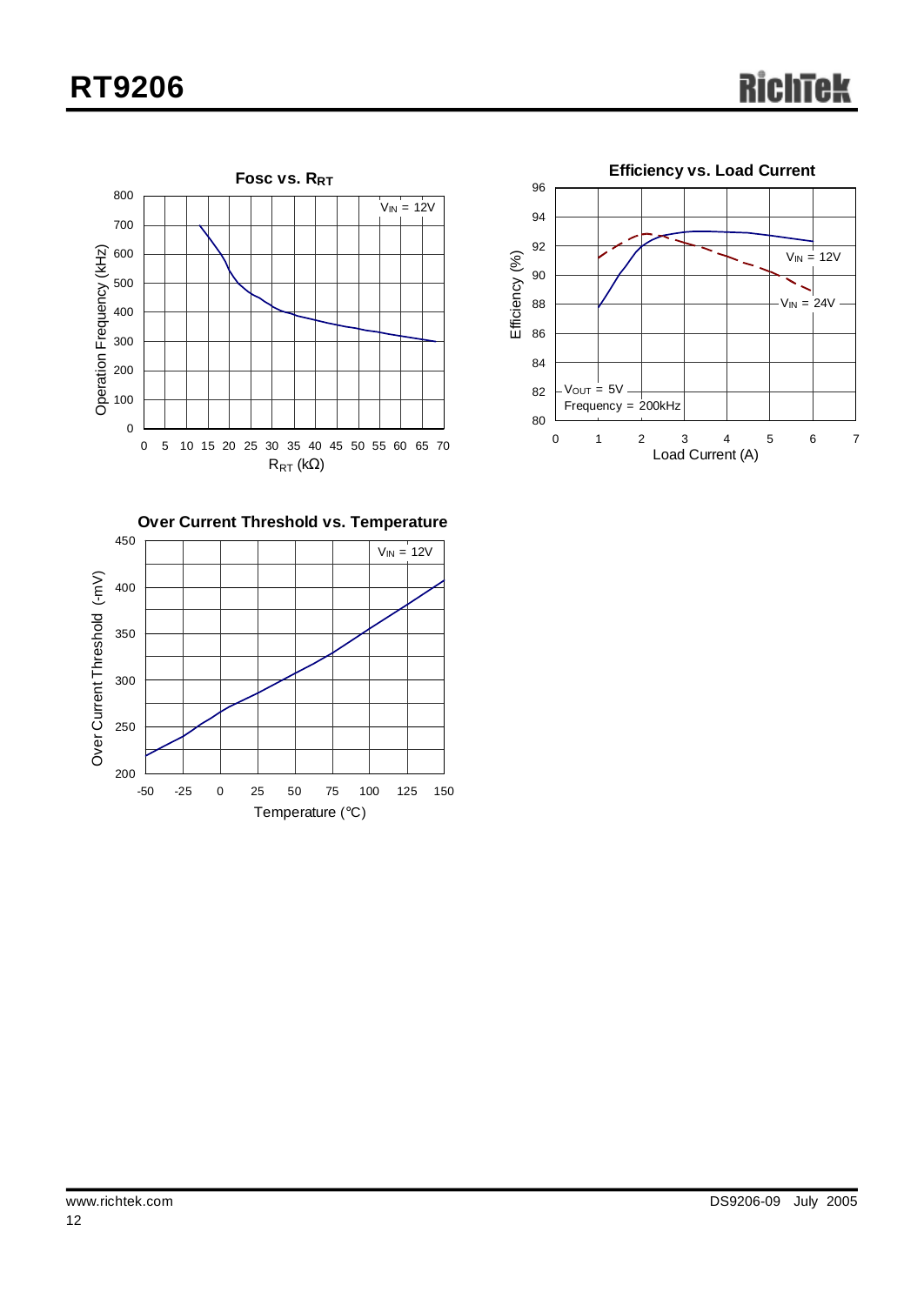**Fosc vs. $R_{RT}$**

$V_{IN}$ = 12V

Operation Frequency (kHz)

$R_{RT}$ (kΩ)

**Efficiency vs. Load Current**

$V_{IN}$ = 12V

$V_{IN}$ = 24V

$V_{OUT}$ = 5V
Frequency = 200kHz

Efficiency (%)

Load Current (A)

**Over Current Threshold vs. Temperature**

$V_{IN}$ = 12V

Over Current Threshold (-mV)

Temperature (°C)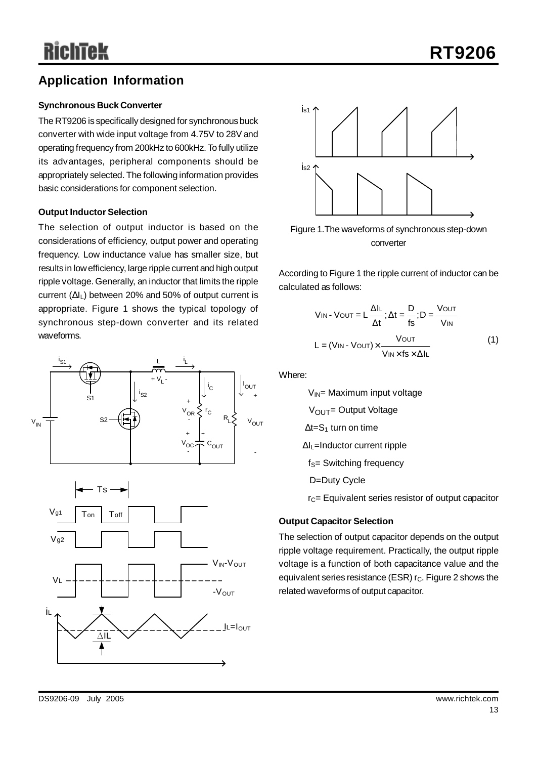## Application Information

### Synchronous Buck Converter

The RT9206 is specifically designed for synchronous buck converter with wide input voltage from 4.75V to 28V and operating frequency from 200kHz to 600kHz. To fully utilize its advantages, peripheral components should be appropriately selected. The following information provides basic considerations for component selection.

### Output Inductor Selection

The selection of output inductor is based on the considerations of efficiency, output power and operating frequency. Low inductance value has smaller size, but results in low efficiency, large ripple current and high output ripple voltage. Generally, an inductor that limits the ripple current ($\Delta I_L$) between 20% and 50% of output current is appropriate. Figure 1 shows the typical topology of synchronous step-down converter and its related waveforms.

Figure 1.The waveforms of synchronous step-down converter

According to Figure 1 the ripple current of inductor can be calculated as follows:

$$V_{IN} - V_{OUT} = L\frac{\Delta I_L}{\Delta t}; \Delta t = \frac{D}{fs}; D = \frac{V_{OUT}}{V_{IN}}$$

$$L = (V_{IN} - V_{OUT}) \times \frac{V_{OUT}}{V_{IN} \times fs \times \Delta I_L} \quad (1)$$

Where:

$V_{IN}$= Maximum input voltage

$V_{OUT}$= Output Voltage

$\Delta t$=$S_1$ turn on time

$\Delta I_L$=Inductor current ripple

$f_S$= Switching frequency

D=Duty Cycle

$r_C$= Equivalent series resistor of output capacitor

### Output Capacitor Selection

The selection of output capacitor depends on the output ripple voltage requirement. Practically, the output ripple voltage is a function of both capacitance value and the equivalent series resistance (ESR) $r_C$. Figure 2 shows the related waveforms of output capacitor.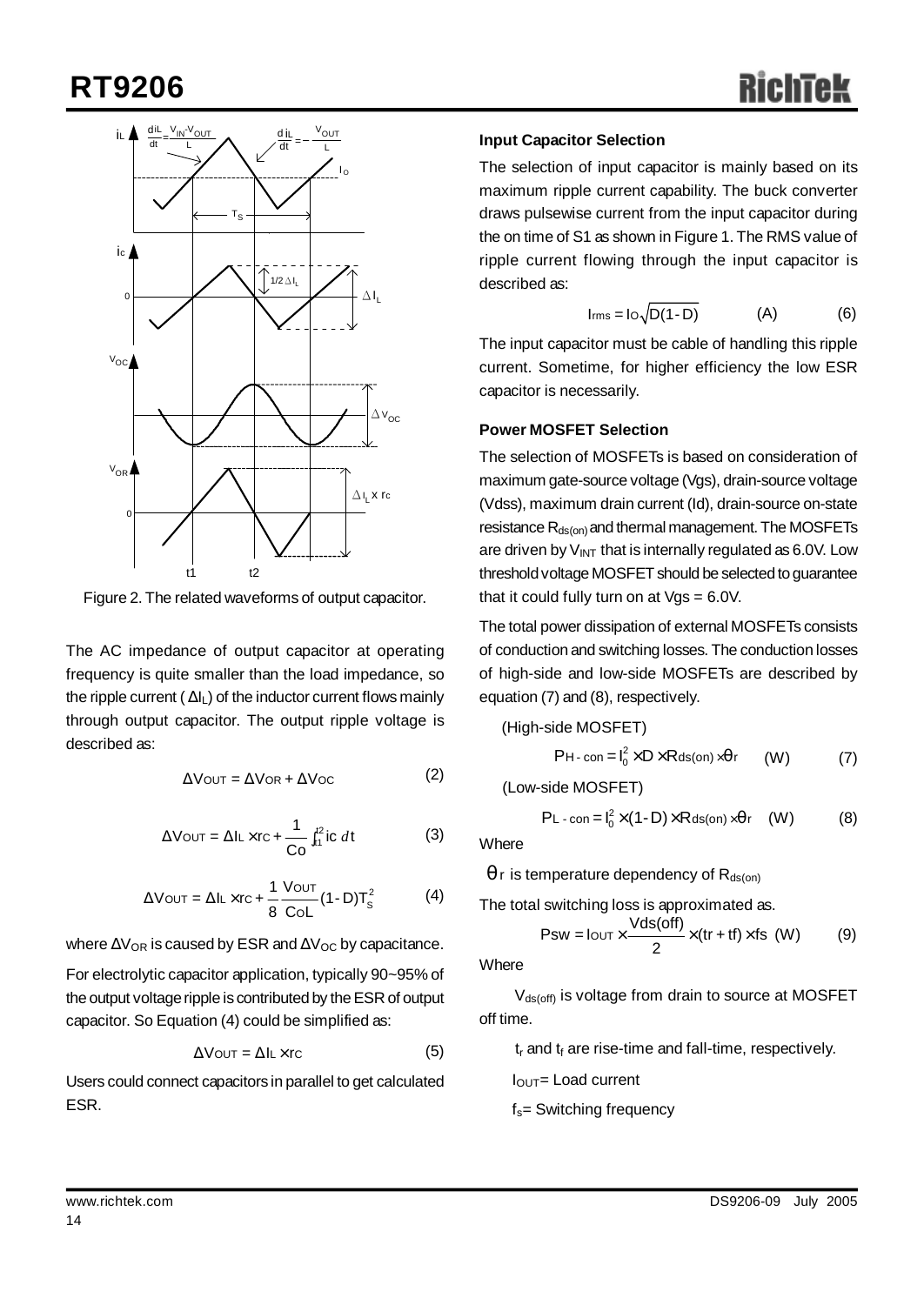Figure 2. The related waveforms of output capacitor.

The AC impedance of output capacitor at operating frequency is quite smaller than the load impedance, so the ripple current ($\Delta I_L$) of the inductor current flows mainly through output capacitor. The output ripple voltage is described as:

$$\Delta V_{OUT} = \Delta V_{OR} + \Delta V_{OC} \quad (2)$$

$$\Delta V_{OUT} = \Delta I_L \times r_C + \frac{1}{C_O}\int_{t1}^{t2} i_C \, dt \quad (3)$$

$$\Delta V_{OUT} = \Delta I_L \times r_C + \frac{1}{8}\frac{V_{OUT}}{C_O L}(1-D)T_S^2 \quad (4)$$

where $\Delta V_{OR}$ is caused by ESR and $\Delta V_{OC}$ by capacitance.

For electrolytic capacitor application, typically 90~95% of the output voltage ripple is contributed by the ESR of output capacitor. So Equation (4) could be simplified as:

$$\Delta V_{OUT} = \Delta I_L \times r_C \quad (5)$$

Users could connect capacitors in parallel to get calculated ESR.

**Input Capacitor Selection**

The selection of input capacitor is mainly based on its maximum ripple current capability. The buck converter draws pulsewise current from the input capacitor during the on time of S1 as shown in Figure 1. The RMS value of ripple current flowing through the input capacitor is described as:

$$I_{rms} = I_O\sqrt{D(1-D)} \quad \text{(A)} \quad (6)$$

The input capacitor must be cable of handling this ripple current. Sometime, for higher efficiency the low ESR capacitor is necessarily.

**Power MOSFET Selection**

The selection of MOSFETs is based on consideration of maximum gate-source voltage (Vgs), drain-source voltage (Vdss), maximum drain current (Id), drain-source on-state resistance $R_{ds(on)}$ and thermal management. The MOSFETs are driven by $V_{INT}$ that is internally regulated as 6.0V. Low threshold voltage MOSFET should be selected to guarantee that it could fully turn on at Vgs = 6.0V.

The total power dissipation of external MOSFETs consists of conduction and switching losses. The conduction losses of high-side and low-side MOSFETs are described by equation (7) and (8), respectively.

(High-side MOSFET)

$$P_{H-con} = I_0^2 \times D \times R_{ds(on)} \times \theta_r \quad \text{(W)} \quad (7)$$

(Low-side MOSFET)

$$P_{L-con} = I_0^2 \times (1-D) \times R_{ds(on)} \times \theta_r \quad \text{(W)} \quad (8)$$

Where

$\theta_r$ is temperature dependency of $R_{ds(on)}$

The total switching loss is approximated as.

$$P_{SW} = I_{OUT} \times \frac{V_{ds(off)}}{2} \times (t_r + t_f) \times f_s \quad \text{(W)} \quad (9)$$

Where

$V_{ds(off)}$ is voltage from drain to source at MOSFET off time.

$t_r$ and $t_f$ are rise-time and fall-time, respectively.

$I_{OUT}$= Load current

$f_s$= Switching frequency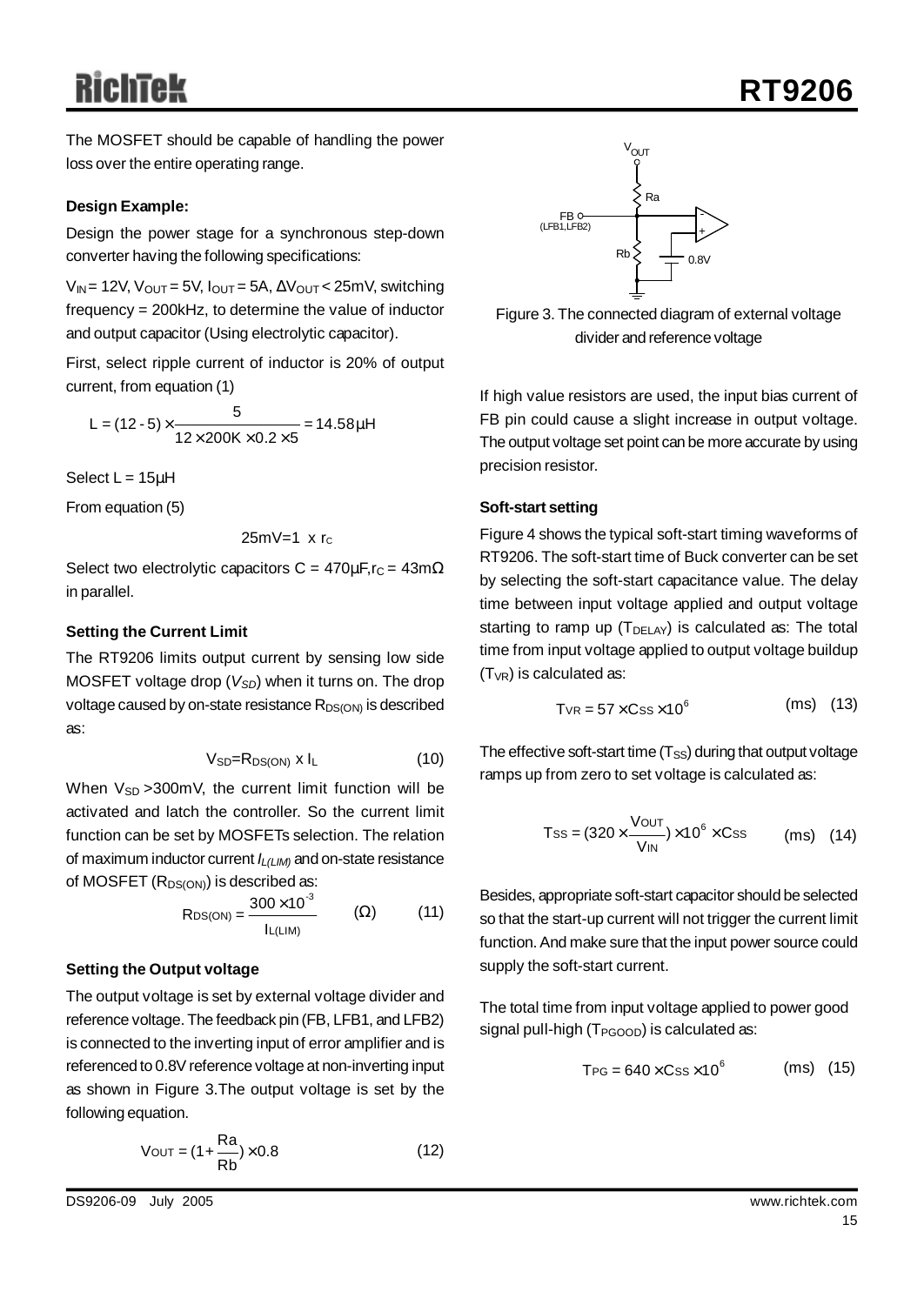The MOSFET should be capable of handling the power loss over the entire operating range.

**Design Example:**

Design the power stage for a synchronous step-down converter having the following specifications:

$V_{IN}$ = 12V, $V_{OUT}$ = 5V, $I_{OUT}$ = 5A, $\Delta V_{OUT}$ < 25mV, switching frequency = 200kHz, to determine the value of inductor and output capacitor (Using electrolytic capacitor).

First, select ripple current of inductor is 20% of output current, from equation (1)

$$L = (12 - 5) \times \frac{5}{12 \times 200K \times 0.2 \times 5} = 14.58\mu H$$

Select L = 15μH

From equation (5)

$$25mV = 1 \times r_C$$

Select two electrolytic capacitors C = 470μF, $r_C$ = 43mΩ in parallel.

**Setting the Current Limit**

The RT9206 limits output current by sensing low side MOSFET voltage drop ($V_{SD}$) when it turns on. The drop voltage caused by on-state resistance $R_{DS(ON)}$ is described as:

$$V_{SD} = R_{DS(ON)} \times I_L \qquad (10)$$

When $V_{SD}$ >300mV, the current limit function will be activated and latch the controller. So the current limit function can be set by MOSFETs selection. The relation of maximum inductor current $I_{L(LIM)}$ and on-state resistance of MOSFET ($R_{DS(ON)}$) is described as:

$$R_{DS(ON)} = \frac{300 \times 10^{-3}}{I_{L(LIM)}} \quad (\Omega) \qquad (11)$$

**Setting the Output voltage**

The output voltage is set by external voltage divider and reference voltage. The feedback pin (FB, LFB1, and LFB2) is connected to the inverting input of error amplifier and is referenced to 0.8V reference voltage at non-inverting input as shown in Figure 3.The output voltage is set by the following equation.

$$V_{OUT} = (1 + \frac{Ra}{Rb}) \times 0.8 \qquad (12)$$

Figure 3. The connected diagram of external voltage divider and reference voltage

If high value resistors are used, the input bias current of FB pin could cause a slight increase in output voltage. The output voltage set point can be more accurate by using precision resistor.

**Soft-start setting**

Figure 4 shows the typical soft-start timing waveforms of RT9206. The soft-start time of Buck converter can be set by selecting the soft-start capacitance value. The delay time between input voltage applied and output voltage starting to ramp up ($T_{DELAY}$) is calculated as: The total time from input voltage applied to output voltage buildup ($T_{VR}$) is calculated as:

$$T_{VR} = 57 \times C_{SS} \times 10^6 \quad (ms) \qquad (13)$$

The effective soft-start time ($T_{SS}$) during that output voltage ramps up from zero to set voltage is calculated as:

$$T_{SS} = (320 \times \frac{V_{OUT}}{V_{IN}}) \times 10^6 \times C_{SS} \quad (ms) \qquad (14)$$

Besides, appropriate soft-start capacitor should be selected so that the start-up current will not trigger the current limit function. And make sure that the input power source could supply the soft-start current.

The total time from input voltage applied to power good signal pull-high ($T_{PGOOD}$) is calculated as:

$$T_{PG} = 640 \times C_{SS} \times 10^6 \quad (ms) \qquad (15)$$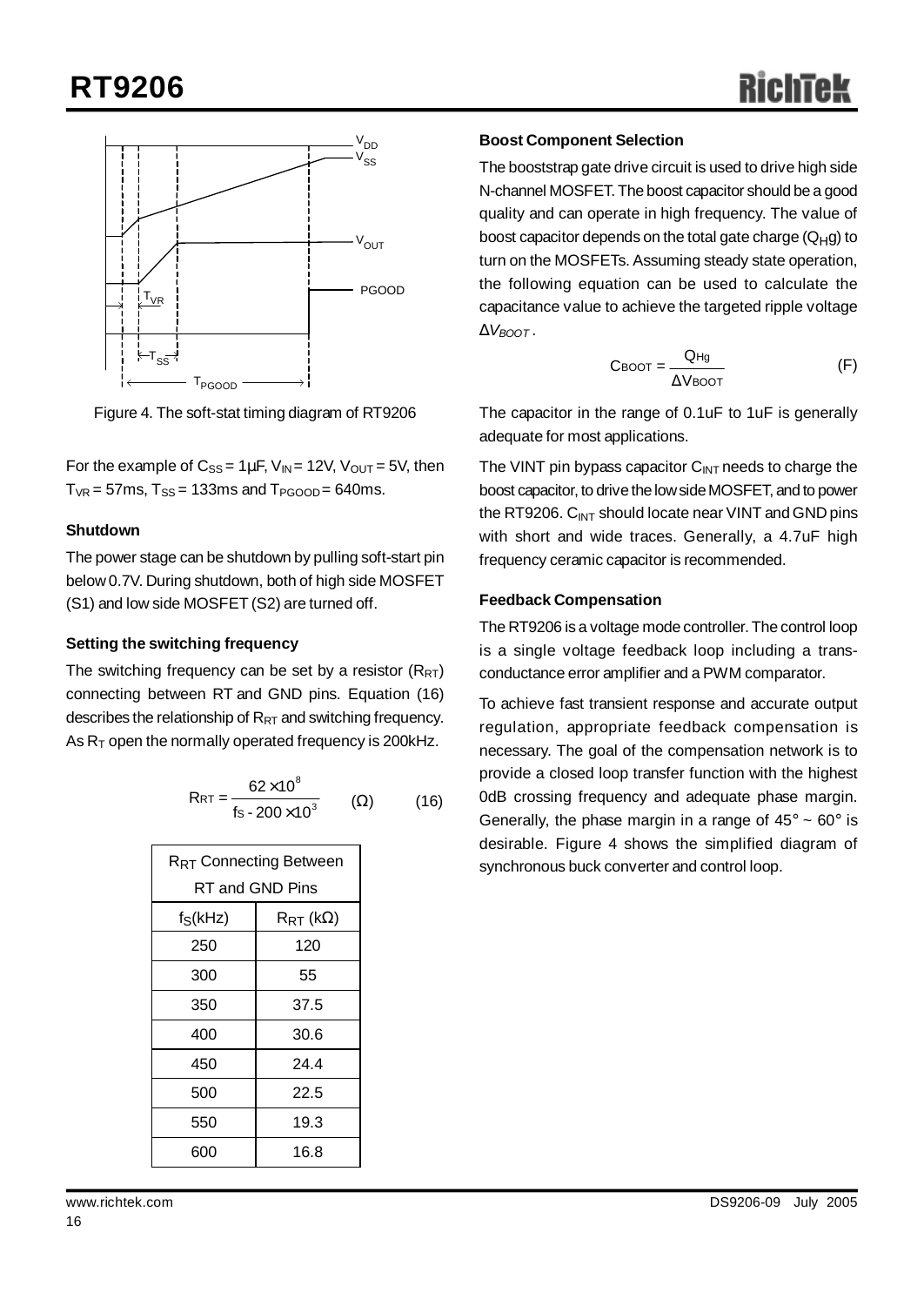Figure 4. The soft-stat timing diagram of RT9206

For the example of $C_{SS}$ = 1μF, $V_{IN}$ = 12V, $V_{OUT}$ = 5V, then $T_{VR}$ = 57ms, $T_{SS}$ = 133ms and $T_{PGOOD}$ = 640ms.

### Shutdown

The power stage can be shutdown by pulling soft-start pin below 0.7V. During shutdown, both of high side MOSFET (S1) and low side MOSFET (S2) are turned off.

### Setting the switching frequency

The switching frequency can be set by a resistor ($R_{RT}$) connecting between RT and GND pins. Equation (16) describes the relationship of $R_{RT}$ and switching frequency. As $R_T$ open the normally operated frequency is 200kHz.

$$R_{RT} = \frac{62 \times 10^8}{f_S - 200 \times 10^3} \quad (\Omega) \qquad (16)$$

| $R_{RT}$ Connecting Between RT and GND Pins | |
|---|---|
| $f_S$(kHz) | $R_{RT}$ (kΩ) |
| 250 | 120 |
| 300 | 55 |
| 350 | 37.5 |
| 400 | 30.6 |
| 450 | 24.4 |
| 500 | 22.5 |
| 550 | 19.3 |
| 600 | 16.8 |

### Boost Component Selection

The booststrap gate drive circuit is used to drive high side N-channel MOSFET. The boost capacitor should be a good quality and can operate in high frequency. The value of boost capacitor depends on the total gate charge ($Q_{H}$g) to turn on the MOSFETs. Assuming steady state operation, the following equation can be used to calculate the capacitance value to achieve the targeted ripple voltage $\Delta V_{BOOT}$.

$$C_{BOOT} = \frac{Q_{Hg}}{\Delta V_{BOOT}} \qquad (F)$$

The capacitor in the range of 0.1uF to 1uF is generally adequate for most applications.

The VINT pin bypass capacitor $C_{INT}$ needs to charge the boost capacitor, to drive the low side MOSFET, and to power the RT9206. $C_{INT}$ should locate near VINT and GND pins with short and wide traces. Generally, a 4.7uF high frequency ceramic capacitor is recommended.

### Feedback Compensation

The RT9206 is a voltage mode controller. The control loop is a single voltage feedback loop including a transconductance error amplifier and a PWM comparator.

To achieve fast transient response and accurate output regulation, appropriate feedback compensation is necessary. The goal of the compensation network is to provide a closed loop transfer function with the highest 0dB crossing frequency and adequate phase margin. Generally, the phase margin in a range of 45° ~ 60° is desirable. Figure 4 shows the simplified diagram of synchronous buck converter and control loop.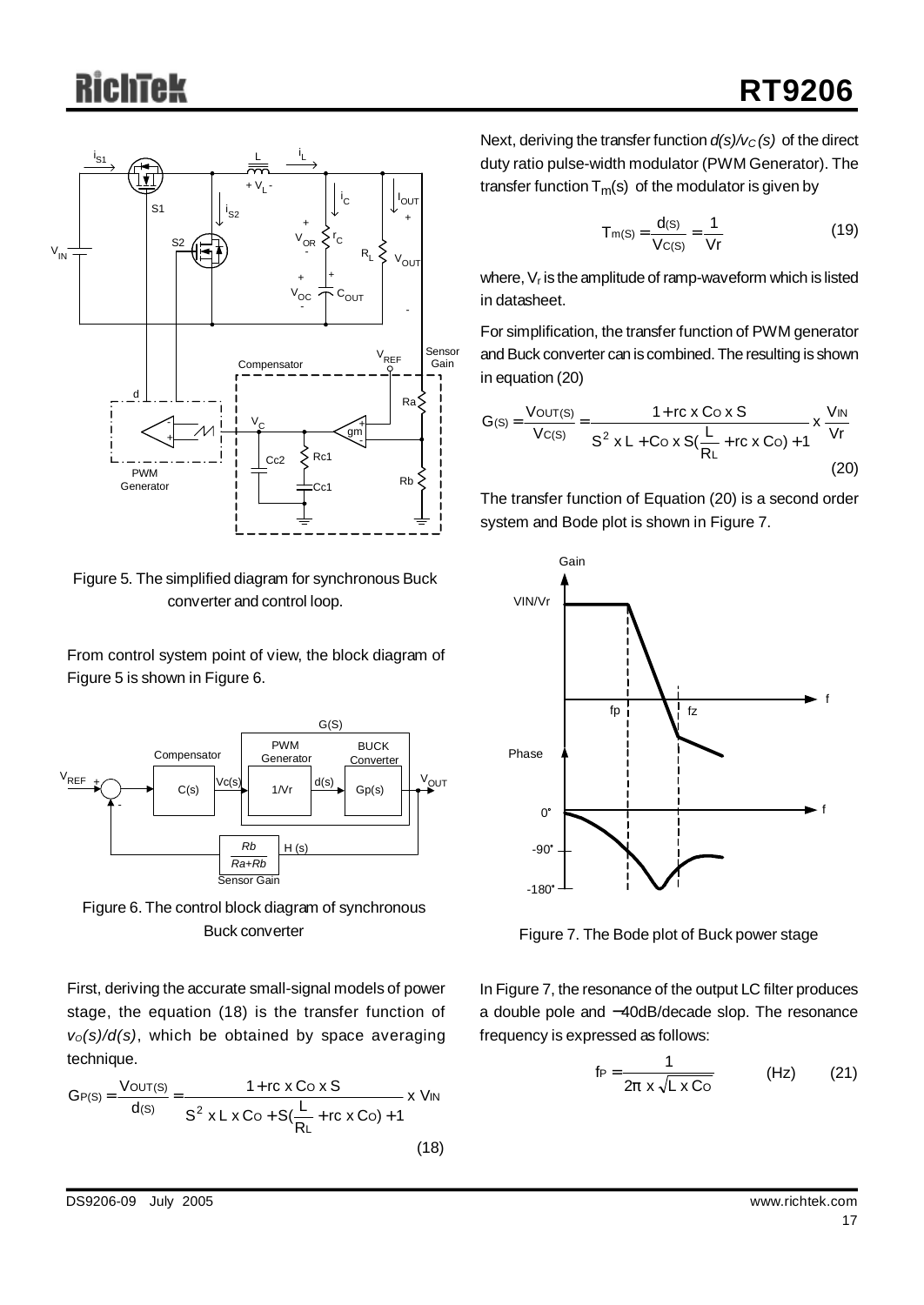Figure 5. The simplified diagram for synchronous Buck converter and control loop.

From control system point of view, the block diagram of Figure 5 is shown in Figure 6.

Figure 6. The control block diagram of synchronous Buck converter

First, deriving the accurate small-signal models of power stage, the equation (18) is the transfer function of *$v_O(s)/d(s)$*, which be obtained by space averaging technique.

$$G_{P(S)} = \frac{V_{OUT(S)}}{d_{(S)}} = \frac{1 + rc \times C_O \times S}{S^2 \times L \times C_O + S(\frac{L}{R_L} + rc \times C_O) + 1} \times V_{IN} \tag{18}$$

Next, deriving the transfer function *$d(s)/v_C(s)$* of the direct duty ratio pulse-width modulator (PWM Generator). The transfer function $T_m(s)$ of the modulator is given by

$$T_{m(S)} = \frac{d_{(S)}}{V_{C(S)}} = \frac{1}{Vr} \tag{19}$$

where, $V_r$ is the amplitude of ramp-waveform which is listed in datasheet.

For simplification, the transfer function of PWM generator and Buck converter can is combined. The resulting is shown in equation (20)

$$G_{(S)} = \frac{V_{OUT(S)}}{V_{C(S)}} = \frac{1 + rc \times C_O \times S}{S^2 \times L + C_O \times S(\frac{L}{R_L} + rc \times C_O) + 1} \times \frac{V_{IN}}{Vr} \tag{20}$$

The transfer function of Equation (20) is a second order system and Bode plot is shown in Figure 7.

Figure 7. The Bode plot of Buck power stage

In Figure 7, the resonance of the output LC filter produces a double pole and −40dB/decade slop. The resonance frequency is expressed as follows:

$$f_P = \frac{1}{2\pi \times \sqrt{L \times C_O}} \quad \text{(Hz)} \tag{21}$$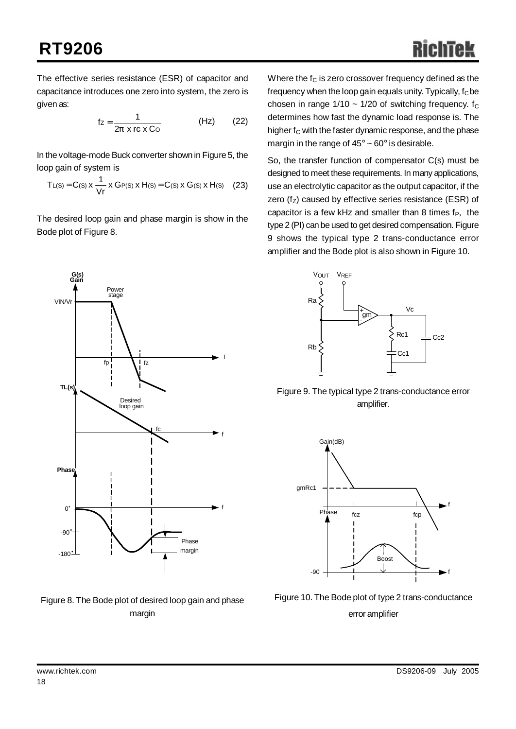The effective series resistance (ESR) of capacitor and capacitance introduces one zero into system, the zero is given as:

$$f_Z = \frac{1}{2\pi \times r_C \times C_O} \quad \text{(Hz)} \qquad (22)$$

In the voltage-mode Buck converter shown in Figure 5, the loop gain of system is

$$T_{L(S)} = C_{(S)} \times \frac{1}{V_r} \times G_{P(S)} \times H_{(S)} = C_{(S)} \times G_{(S)} \times H_{(S)} \qquad (23)$$

The desired loop gain and phase margin is show in the Bode plot of Figure 8.

Figure 8. The Bode plot of desired loop gain and phase margin

Where the $f_C$ is zero crossover frequency defined as the frequency when the loop gain equals unity. Typically, $f_C$ be chosen in range 1/10 ~ 1/20 of switching frequency. $f_C$ determines how fast the dynamic load response is. The higher $f_C$ with the faster dynamic response, and the phase margin in the range of 45° ~ 60° is desirable.

So, the transfer function of compensator C(s) must be designed to meet these requirements. In many applications, use an electrolytic capacitor as the output capacitor, if the zero ($f_Z$) caused by effective series resistance (ESR) of capacitor is a few kHz and smaller than 8 times $f_P$, the type 2 (PI) can be used to get desired compensation. Figure 9 shows the typical type 2 trans-conductance error amplifier and the Bode plot is also shown in Figure 10.

Figure 9. The typical type 2 trans-conductance error amplifier.

Figure 10. The Bode plot of type 2 trans-conductance error amplifier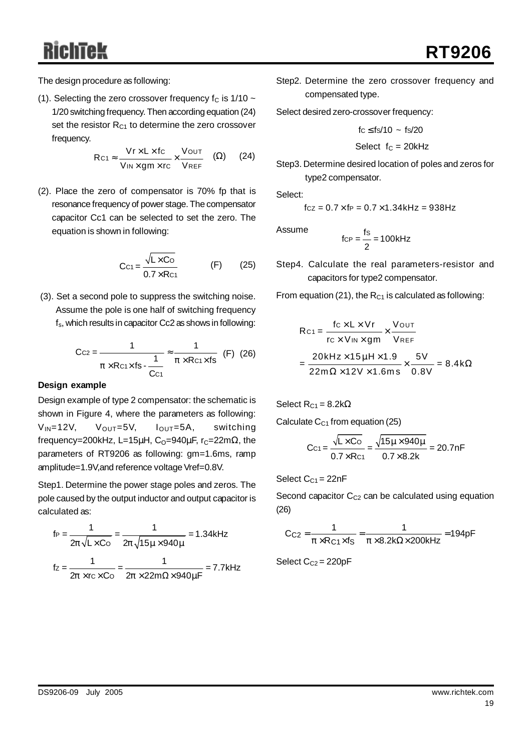The design procedure as following:

(1). Selecting the zero crossover frequency $f_C$ is 1/10 ~ 1/20 switching frequency. Then according equation (24) set the resistor $R_{C1}$ to determine the zero crossover frequency.

$$R_{C1} \approx \frac{V_r \times L \times f_C}{V_{IN} \times gm \times r_C} \times \frac{V_{OUT}}{V_{REF}} \quad (\Omega) \quad (24)$$

(2). Place the zero of compensator is 70% fp that is resonance frequency of power stage. The compensator capacitor Cc1 can be selected to set the zero. The equation is shown in following:

$$C_{C1} = \frac{\sqrt{L \times C_O}}{0.7 \times R_{C1}} \quad (F) \quad (25)$$

(3). Set a second pole to suppress the switching noise. Assume the pole is one half of switching frequency $f_s$, which results in capacitor Cc2 as shows in following:

$$C_{C2} = \frac{1}{\pi \times R_{C1} \times fs - \frac{1}{C_{C1}}} \approx \frac{1}{\pi \times R_{C1} \times fs} \quad (F) \quad (26)$$

**Design example**

Design example of type 2 compensator: the schematic is shown in Figure 4, where the parameters as following: $V_{IN}$=12V, $V_{OUT}$=5V, $I_{OUT}$=5A, switching frequency=200kHz, L=15μH, $C_O$=940μF, $r_C$=22mΩ, the parameters of RT9206 as following: gm=1.6ms, ramp amplitude=1.9V,and reference voltage Vref=0.8V.

Step1. Determine the power stage poles and zeros. The pole caused by the output inductor and output capacitor is calculated as:

$$f_P = \frac{1}{2\pi\sqrt{L \times C_O}} = \frac{1}{2\pi\sqrt{15\mu \times 940\mu}} = 1.34\text{kHz}$$

$$f_Z = \frac{1}{2\pi \times r_C \times C_O} = \frac{1}{2\pi \times 22\text{m}\Omega \times 940\mu\text{F}} = 7.7\text{kHz}$$

Step2. Determine the zero crossover frequency and compensated type.

Select desired zero-crossover frequency:

$$f_C \leq f_S/10 \sim f_S/20$$

$$\text{Select } f_C = 20\text{kHz}$$

Step3. Determine desired location of poles and zeros for type2 compensator.

Select:

$$f_{CZ} = 0.7 \times f_P = 0.7 \times 1.34\text{kHz} = 938\text{Hz}$$

Assume

$$f_{CP} = \frac{f_S}{2} = 100\text{kHz}$$

Step4. Calculate the real parameters-resistor and capacitors for type2 compensator.

From equation (21), the $R_{C1}$ is calculated as following:

$$R_{C1} = \frac{f_C \times L \times V_r}{r_C \times V_{IN} \times gm} \times \frac{V_{OUT}}{V_{REF}}$$

$$= \frac{20\text{kHz} \times 15\mu\text{H} \times 1.9}{22\text{m}\Omega \times 12\text{V} \times 1.6\text{ms}} \times \frac{5\text{V}}{0.8\text{V}} = 8.4\text{k}\Omega$$

Select $R_{C1}$ = 8.2kΩ

Calculate $C_{C1}$ from equation (25)

$$C_{C1} = \frac{\sqrt{L \times C_O}}{0.7 \times R_{C1}} = \frac{\sqrt{15\mu \times 940\mu}}{0.7 \times 8.2\text{k}} = 20.7\text{nF}$$

Select $C_{C1}$ = 22nF

Second capacitor $C_{C2}$ can be calculated using equation (26)

$$C_{C2} = \frac{1}{\pi \times R_{C1} \times f_S} = \frac{1}{\pi \times 8.2\text{k}\Omega \times 200\text{kHz}} = 194\text{pF}$$

Select $C_{C2}$ = 220pF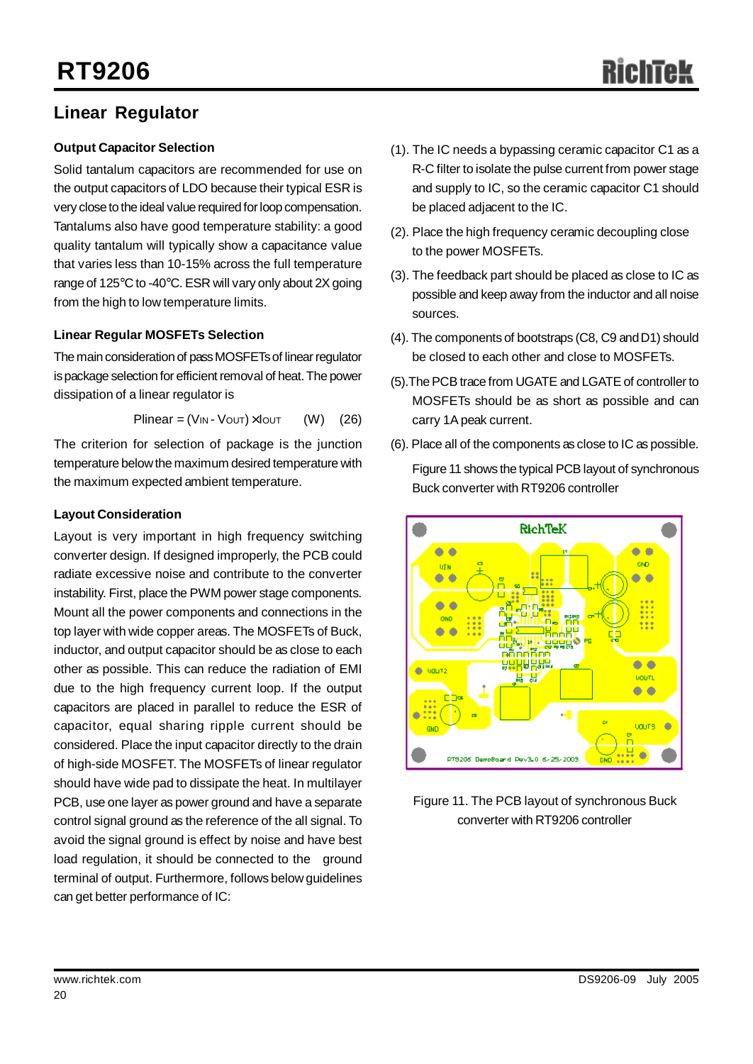## Linear Regulator

### Output Capacitor Selection

Solid tantalum capacitors are recommended for use on the output capacitors of LDO because their typical ESR is very close to the ideal value required for loop compensation. Tantalums also have good temperature stability: a good quality tantalum will typically show a capacitance value that varies less than 10-15% across the full temperature range of 125°C to -40°C. ESR will vary only about 2X going from the high to low temperature limits.

### Linear Regular MOSFETs Selection

The main consideration of pass MOSFETs of linear regulator is package selection for efficient removal of heat. The power dissipation of a linear regulator is

$$P_{linear} = (V_{IN} - V_{OUT}) \times I_{OUT} \quad \text{(W)} \quad (26)$$

The criterion for selection of package is the junction temperature below the maximum desired temperature with the maximum expected ambient temperature.

### Layout Consideration

Layout is very important in high frequency switching converter design. If designed improperly, the PCB could radiate excessive noise and contribute to the converter instability. First, place the PWM power stage components. Mount all the power components and connections in the top layer with wide copper areas. The MOSFETs of Buck, inductor, and output capacitor should be as close to each other as possible. This can reduce the radiation of EMI due to the high frequency current loop. If the output capacitors are placed in parallel to reduce the ESR of capacitor, equal sharing ripple current should be considered. Place the input capacitor directly to the drain of high-side MOSFET. The MOSFETs of linear regulator should have wide pad to dissipate the heat. In multilayer PCB, use one layer as power ground and have a separate control signal ground as the reference of the all signal. To avoid the signal ground is effect by noise and have best load regulation, it should be connected to the ground terminal of output. Furthermore, follows below guidelines can get better performance of IC:

(1). The IC needs a bypassing ceramic capacitor C1 as a R-C filter to isolate the pulse current from power stage and supply to IC, so the ceramic capacitor C1 should be placed adjacent to the IC.

(2). Place the high frequency ceramic decoupling close to the power MOSFETs.

(3). The feedback part should be placed as close to IC as possible and keep away from the inductor and all noise sources.

(4). The components of bootstraps (C8, C9 and D1) should be closed to each other and close to MOSFETs.

(5).The PCB trace from UGATE and LGATE of controller to MOSFETs should be as short as possible and can carry 1A peak current.

(6). Place all of the components as close to IC as possible.

Figure 11 shows the typical PCB layout of synchronous Buck converter with RT9206 controller

Figure 11. The PCB layout of synchronous Buck converter with RT9206 controller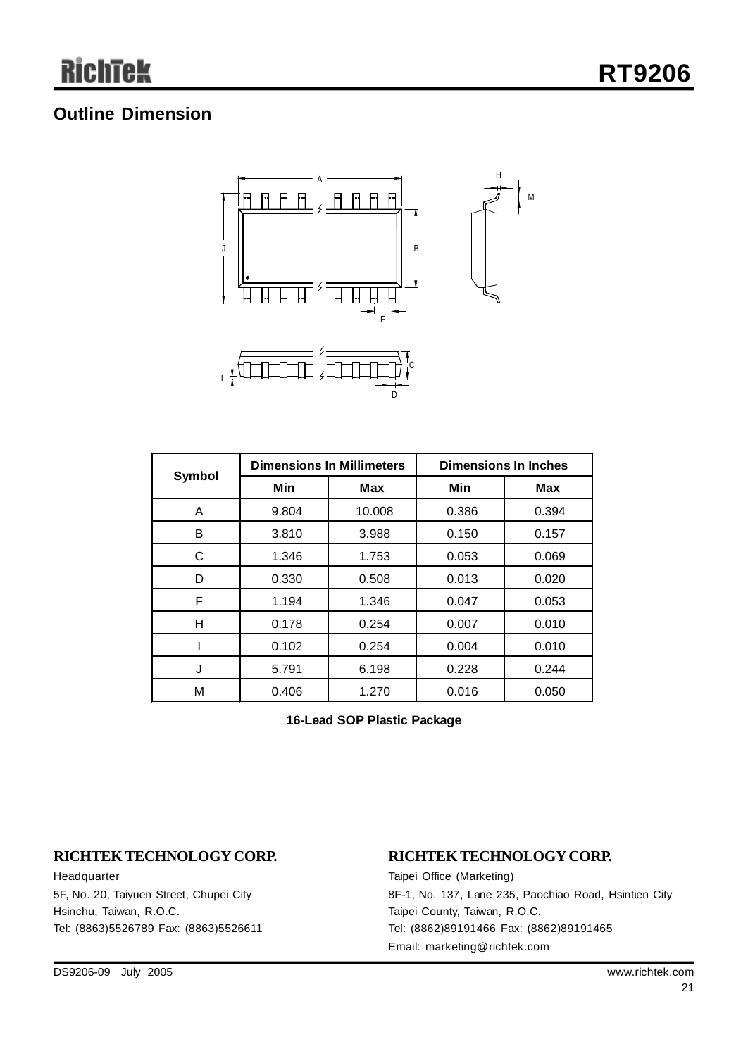## Outline Dimension

A
H
M
J
B
F
I
C
D

| Symbol | Dimensions In Millimeters | | Dimensions In Inches | |
|---|---|---|---|---|
| | Min | Max | Min | Max |
| A | 9.804 | 10.008 | 0.386 | 0.394 |
| B | 3.810 | 3.988 | 0.150 | 0.157 |
| C | 1.346 | 1.753 | 0.053 | 0.069 |
| D | 0.330 | 0.508 | 0.013 | 0.020 |
| F | 1.194 | 1.346 | 0.047 | 0.053 |
| H | 0.178 | 0.254 | 0.007 | 0.010 |
| I | 0.102 | 0.254 | 0.004 | 0.010 |
| J | 5.791 | 6.198 | 0.228 | 0.244 |
| M | 0.406 | 1.270 | 0.016 | 0.050 |

**16-Lead SOP Plastic Package**

**RICHTEK TECHNOLOGY CORP.**

Headquarter
5F, No. 20, Taiyuen Street, Chupei City
Hsinchu, Taiwan, R.O.C.
Tel: (8863)5526789 Fax: (8863)5526611

**RICHTEK TECHNOLOGY CORP.**

Taipei Office (Marketing)
8F-1, No. 137, Lane 235, Paochiao Road, Hsintien City
Taipei County, Taiwan, R.O.C.
Tel: (8862)89191466 Fax: (8862)89191465
Email: marketing@richtek.com